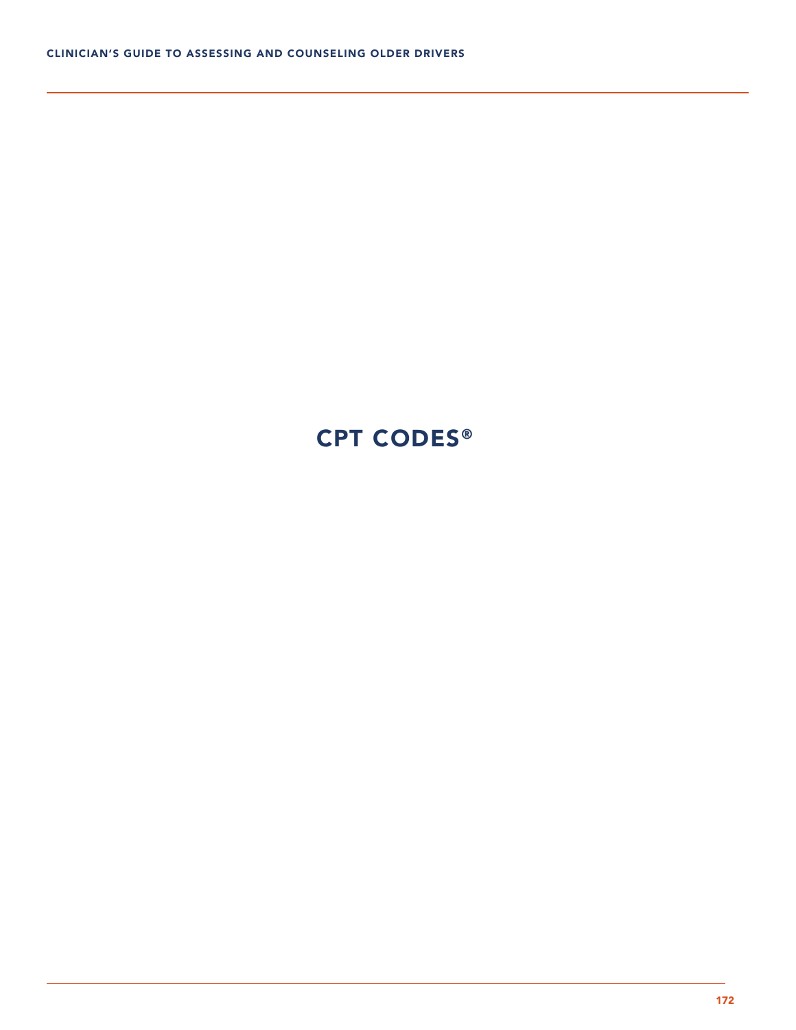# CPT CODES®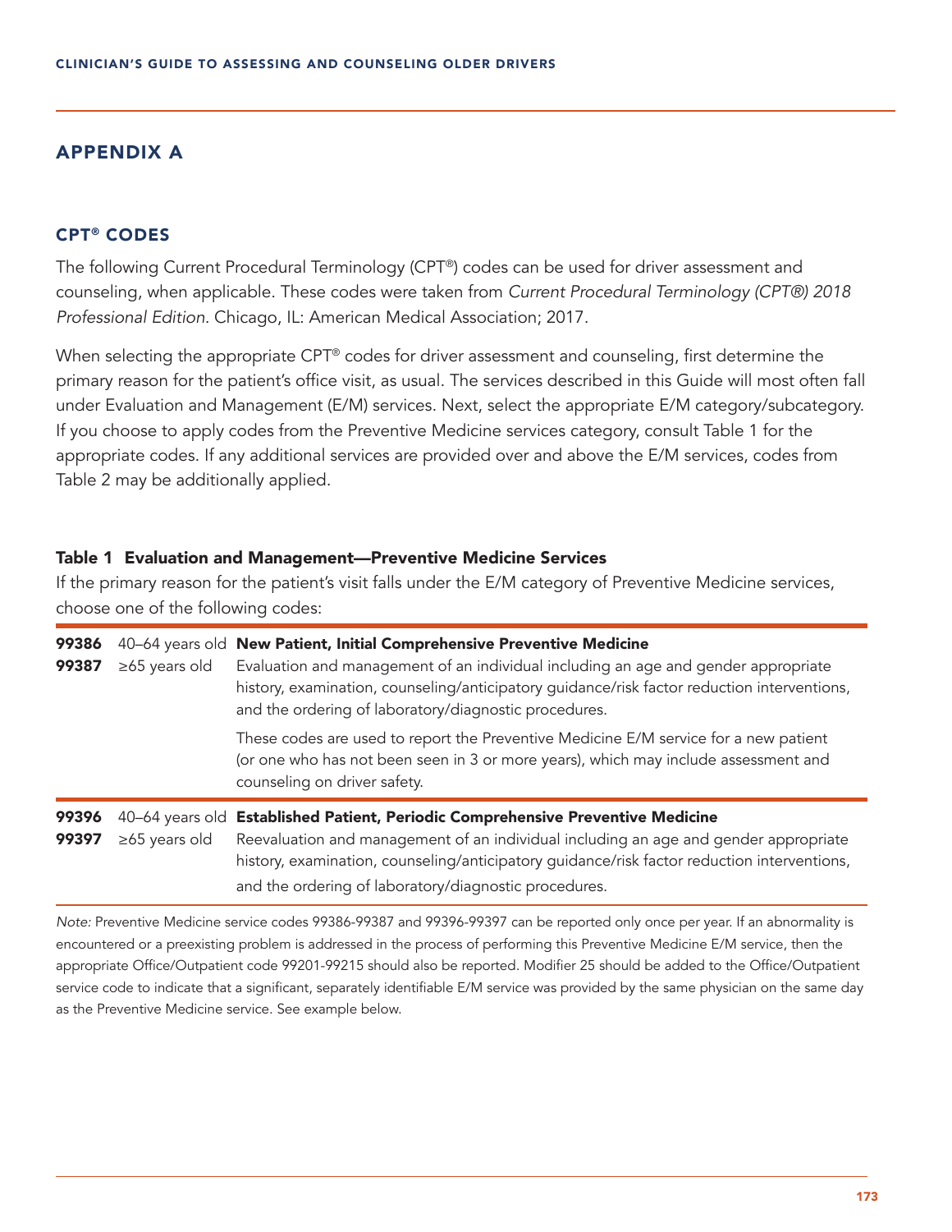## APPENDIX A

### CPT® CODES

The following Current Procedural Terminology (CPT®) codes can be used for driver assessment and counseling, when applicable. These codes were taken from *Current Procedural Terminology (CPT®) 2018 Professional Edition*. Chicago, IL: American Medical Association; 2017.

When selecting the appropriate CPT® codes for driver assessment and counseling, first determine the primary reason for the patient's office visit, as usual. The services described in this Guide will most often fall under Evaluation and Management (E/M) services. Next, select the appropriate E/M category/subcategory. If you choose to apply codes from the Preventive Medicine services category, consult Table 1 for the appropriate codes. If any additional services are provided over and above the E/M services, codes from Table 2 may be additionally applied.

#### Table 1 Evaluation and Management—Preventive Medicine Services

If the primary reason for the patient's visit falls under the E/M category of Preventive Medicine services, choose one of the following codes:

| Code | Age | Description |
|---|---|---|
| **99386**<br>**99387** | 40–64 years old<br>≥65 years old | **New Patient, Initial Comprehensive Preventive Medicine**<br>Evaluation and management of an individual including an age and gender appropriate history, examination, counseling/anticipatory guidance/risk factor reduction interventions, and the ordering of laboratory/diagnostic procedures.<br><br>These codes are used to report the Preventive Medicine E/M service for a new patient (or one who has not been seen in 3 or more years), which may include assessment and counseling on driver safety. |
| **99396**<br>**99397** | 40–64 years old<br>≥65 years old | **Established Patient, Periodic Comprehensive Preventive Medicine**<br>Reevaluation and management of an individual including an age and gender appropriate history, examination, counseling/anticipatory guidance/risk factor reduction interventions, and the ordering of laboratory/diagnostic procedures. |

*Note:* Preventive Medicine service codes 99386-99387 and 99396-99397 can be reported only once per year. If an abnormality is encountered or a preexisting problem is addressed in the process of performing this Preventive Medicine E/M service, then the appropriate Office/Outpatient code 99201-99215 should also be reported. Modifier 25 should be added to the Office/Outpatient service code to indicate that a significant, separately identifiable E/M service was provided by the same physician on the same day as the Preventive Medicine service. See example below.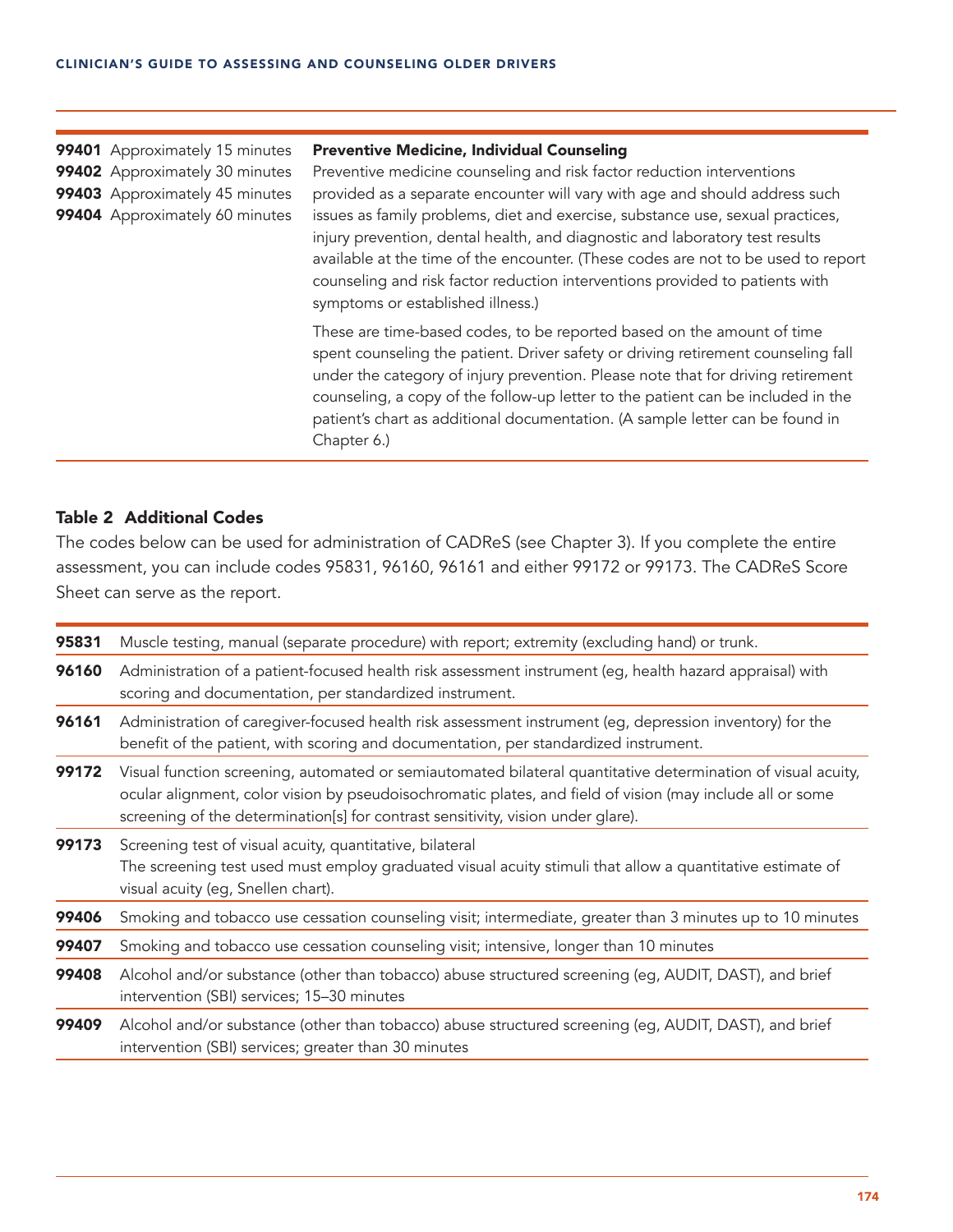| | |
|---|---|
| **99401** Approximately 15 minutes<br>**99402** Approximately 30 minutes<br>**99403** Approximately 45 minutes<br>**99404** Approximately 60 minutes | **Preventive Medicine, Individual Counseling**<br>Preventive medicine counseling and risk factor reduction interventions provided as a separate encounter will vary with age and should address such issues as family problems, diet and exercise, substance use, sexual practices, injury prevention, dental health, and diagnostic and laboratory test results available at the time of the encounter. (These codes are not to be used to report counseling and risk factor reduction interventions provided to patients with symptoms or established illness.)<br><br>These are time-based codes, to be reported based on the amount of time spent counseling the patient. Driver safety or driving retirement counseling fall under the category of injury prevention. Please note that for driving retirement counseling, a copy of the follow-up letter to the patient can be included in the patient's chart as additional documentation. (A sample letter can be found in Chapter 6.) |

### Table 2 Additional Codes

The codes below can be used for administration of CADReS (see Chapter 3). If you complete the entire assessment, you can include codes 95831, 96160, 96161 and either 99172 or 99173. The CADReS Score Sheet can serve as the report.

| Code | Description |
|---|---|
| **95831** | Muscle testing, manual (separate procedure) with report; extremity (excluding hand) or trunk. |
| **96160** | Administration of a patient-focused health risk assessment instrument (eg, health hazard appraisal) with scoring and documentation, per standardized instrument. |
| **96161** | Administration of caregiver-focused health risk assessment instrument (eg, depression inventory) for the benefit of the patient, with scoring and documentation, per standardized instrument. |
| **99172** | Visual function screening, automated or semiautomated bilateral quantitative determination of visual acuity, ocular alignment, color vision by pseudoisochromatic plates, and field of vision (may include all or some screening of the determination[s] for contrast sensitivity, vision under glare). |
| **99173** | Screening test of visual acuity, quantitative, bilateral<br>The screening test used must employ graduated visual acuity stimuli that allow a quantitative estimate of visual acuity (eg, Snellen chart). |
| **99406** | Smoking and tobacco use cessation counseling visit; intermediate, greater than 3 minutes up to 10 minutes |
| **99407** | Smoking and tobacco use cessation counseling visit; intensive, longer than 10 minutes |
| **99408** | Alcohol and/or substance (other than tobacco) abuse structured screening (eg, AUDIT, DAST), and brief intervention (SBI) services; 15–30 minutes |
| **99409** | Alcohol and/or substance (other than tobacco) abuse structured screening (eg, AUDIT, DAST), and brief intervention (SBI) services; greater than 30 minutes |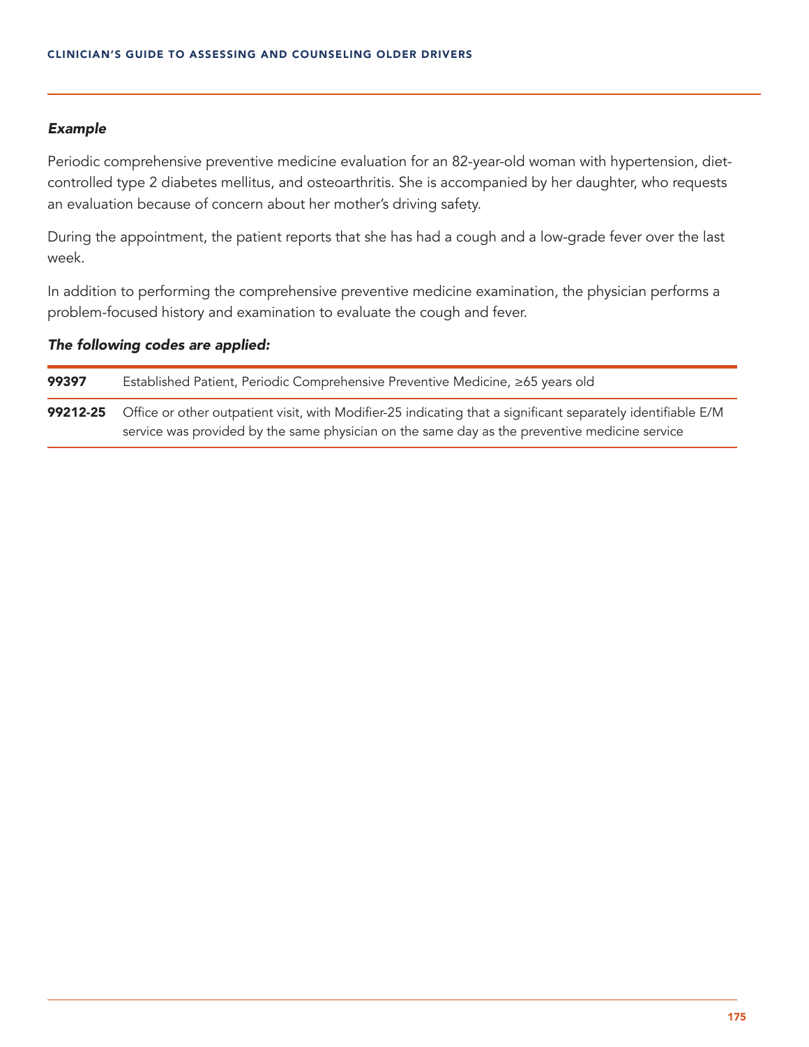***Example***

Periodic comprehensive preventive medicine evaluation for an 82-year-old woman with hypertension, diet-controlled type 2 diabetes mellitus, and osteoarthritis. She is accompanied by her daughter, who requests an evaluation because of concern about her mother's driving safety.

During the appointment, the patient reports that she has had a cough and a low-grade fever over the last week.

In addition to performing the comprehensive preventive medicine examination, the physician performs a problem-focused history and examination to evaluate the cough and fever.

***The following codes are applied:***

| | |
|---|---|
| **99397** | Established Patient, Periodic Comprehensive Preventive Medicine, ≥65 years old |
| **99212-25** | Office or other outpatient visit, with Modifier-25 indicating that a significant separately identifiable E/M service was provided by the same physician on the same day as the preventive medicine service |